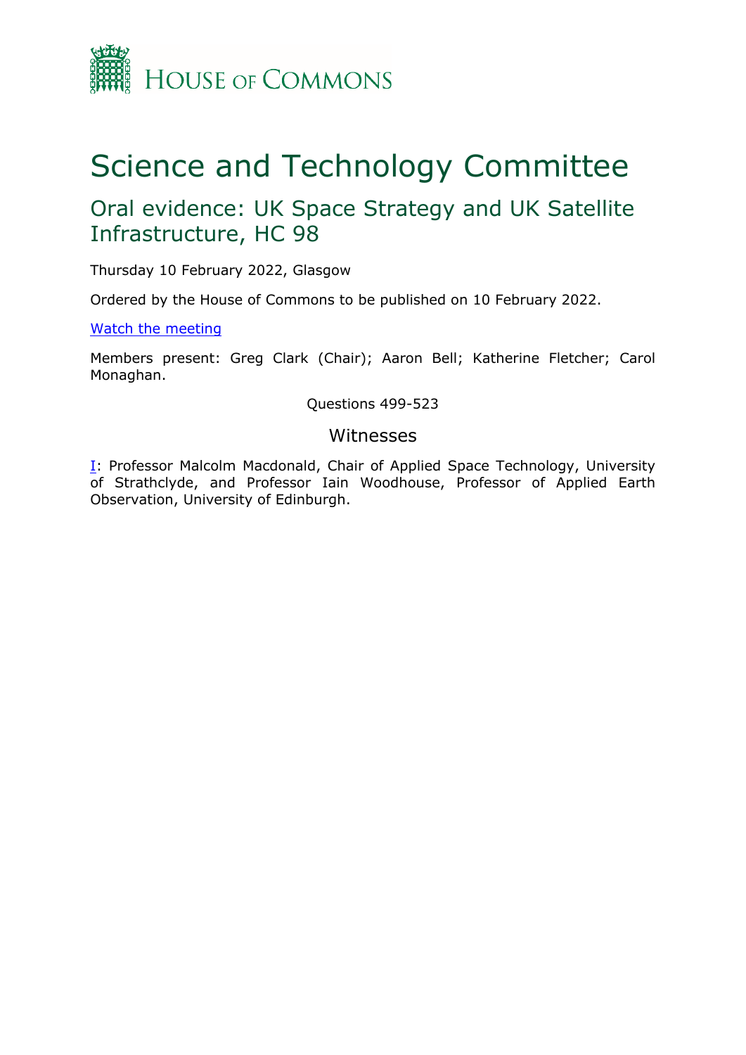House of Commons

# Science and Technology Committee

## Oral evidence: UK Space Strategy and UK Satellite Infrastructure, HC 98

Thursday 10 February 2022, Glasgow

Ordered by the House of Commons to be published on 10 February 2022.

[Watch the meeting]

Members present: Greg Clark (Chair); Aaron Bell; Katherine Fletcher; Carol Monaghan.

Questions 499-523

### Witnesses

[I]: Professor Malcolm Macdonald, Chair of Applied Space Technology, University of Strathclyde, and Professor Iain Woodhouse, Professor of Applied Earth Observation, University of Edinburgh.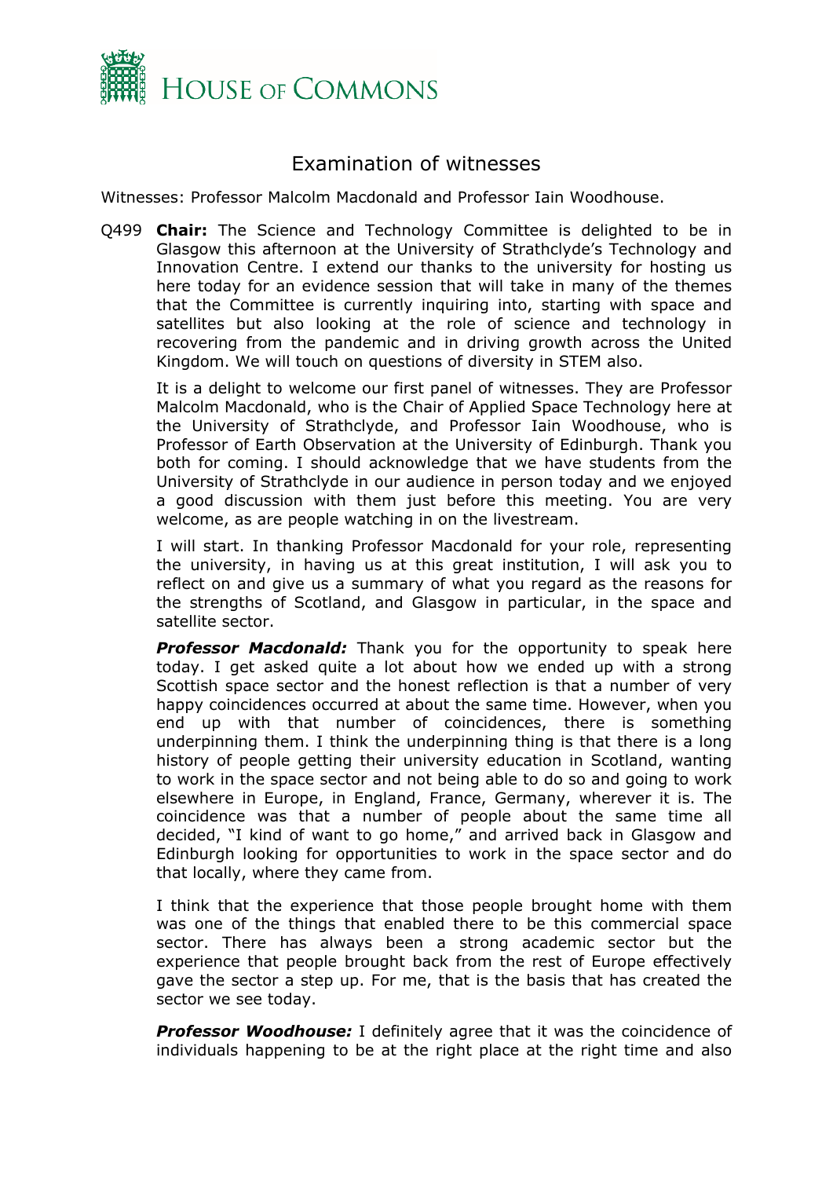# Examination of witnesses

Witnesses: Professor Malcolm Macdonald and Professor Iain Woodhouse.

Q499 **Chair:** The Science and Technology Committee is delighted to be in Glasgow this afternoon at the University of Strathclyde's Technology and Innovation Centre. I extend our thanks to the university for hosting us here today for an evidence session that will take in many of the themes that the Committee is currently inquiring into, starting with space and satellites but also looking at the role of science and technology in recovering from the pandemic and in driving growth across the United Kingdom. We will touch on questions of diversity in STEM also.

It is a delight to welcome our first panel of witnesses. They are Professor Malcolm Macdonald, who is the Chair of Applied Space Technology here at the University of Strathclyde, and Professor Iain Woodhouse, who is Professor of Earth Observation at the University of Edinburgh. Thank you both for coming. I should acknowledge that we have students from the University of Strathclyde in our audience in person today and we enjoyed a good discussion with them just before this meeting. You are very welcome, as are people watching in on the livestream.

I will start. In thanking Professor Macdonald for your role, representing the university, in having us at this great institution, I will ask you to reflect on and give us a summary of what you regard as the reasons for the strengths of Scotland, and Glasgow in particular, in the space and satellite sector.

***Professor Macdonald:*** Thank you for the opportunity to speak here today. I get asked quite a lot about how we ended up with a strong Scottish space sector and the honest reflection is that a number of very happy coincidences occurred at about the same time. However, when you end up with that number of coincidences, there is something underpinning them. I think the underpinning thing is that there is a long history of people getting their university education in Scotland, wanting to work in the space sector and not being able to do so and going to work elsewhere in Europe, in England, France, Germany, wherever it is. The coincidence was that a number of people about the same time all decided, "I kind of want to go home," and arrived back in Glasgow and Edinburgh looking for opportunities to work in the space sector and do that locally, where they came from.

I think that the experience that those people brought home with them was one of the things that enabled there to be this commercial space sector. There has always been a strong academic sector but the experience that people brought back from the rest of Europe effectively gave the sector a step up. For me, that is the basis that has created the sector we see today.

***Professor Woodhouse:*** I definitely agree that it was the coincidence of individuals happening to be at the right place at the right time and also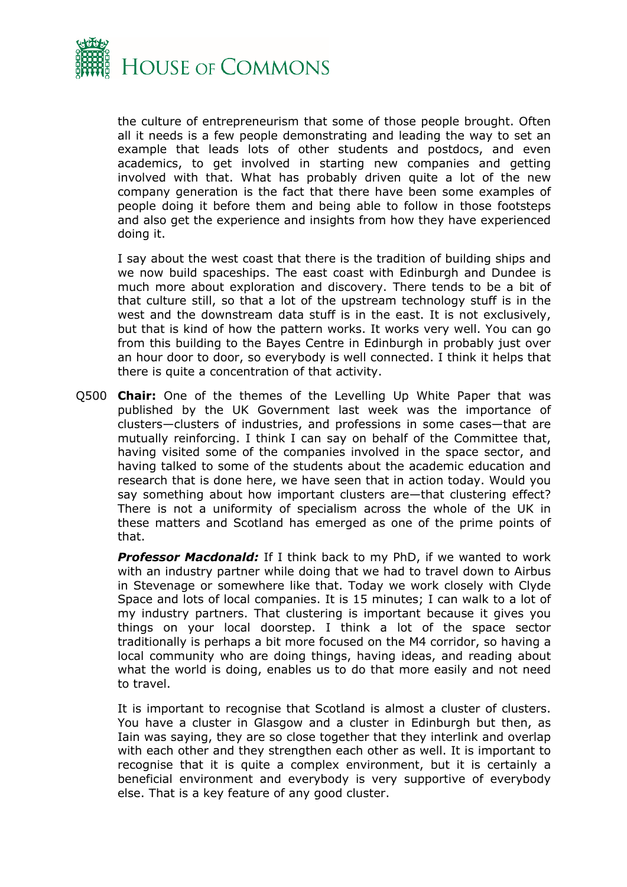the culture of entrepreneurism that some of those people brought. Often all it needs is a few people demonstrating and leading the way to set an example that leads lots of other students and postdocs, and even academics, to get involved in starting new companies and getting involved with that. What has probably driven quite a lot of the new company generation is the fact that there have been some examples of people doing it before them and being able to follow in those footsteps and also get the experience and insights from how they have experienced doing it.

I say about the west coast that there is the tradition of building ships and we now build spaceships. The east coast with Edinburgh and Dundee is much more about exploration and discovery. There tends to be a bit of that culture still, so that a lot of the upstream technology stuff is in the west and the downstream data stuff is in the east. It is not exclusively, but that is kind of how the pattern works. It works very well. You can go from this building to the Bayes Centre in Edinburgh in probably just over an hour door to door, so everybody is well connected. I think it helps that there is quite a concentration of that activity.

Q500 **Chair:** One of the themes of the Levelling Up White Paper that was published by the UK Government last week was the importance of clusters—clusters of industries, and professions in some cases—that are mutually reinforcing. I think I can say on behalf of the Committee that, having visited some of the companies involved in the space sector, and having talked to some of the students about the academic education and research that is done here, we have seen that in action today. Would you say something about how important clusters are—that clustering effect? There is not a uniformity of specialism across the whole of the UK in these matters and Scotland has emerged as one of the prime points of that.

***Professor Macdonald:*** If I think back to my PhD, if we wanted to work with an industry partner while doing that we had to travel down to Airbus in Stevenage or somewhere like that. Today we work closely with Clyde Space and lots of local companies. It is 15 minutes; I can walk to a lot of my industry partners. That clustering is important because it gives you things on your local doorstep. I think a lot of the space sector traditionally is perhaps a bit more focused on the M4 corridor, so having a local community who are doing things, having ideas, and reading about what the world is doing, enables us to do that more easily and not need to travel.

It is important to recognise that Scotland is almost a cluster of clusters. You have a cluster in Glasgow and a cluster in Edinburgh but then, as Iain was saying, they are so close together that they interlink and overlap with each other and they strengthen each other as well. It is important to recognise that it is quite a complex environment, but it is certainly a beneficial environment and everybody is very supportive of everybody else. That is a key feature of any good cluster.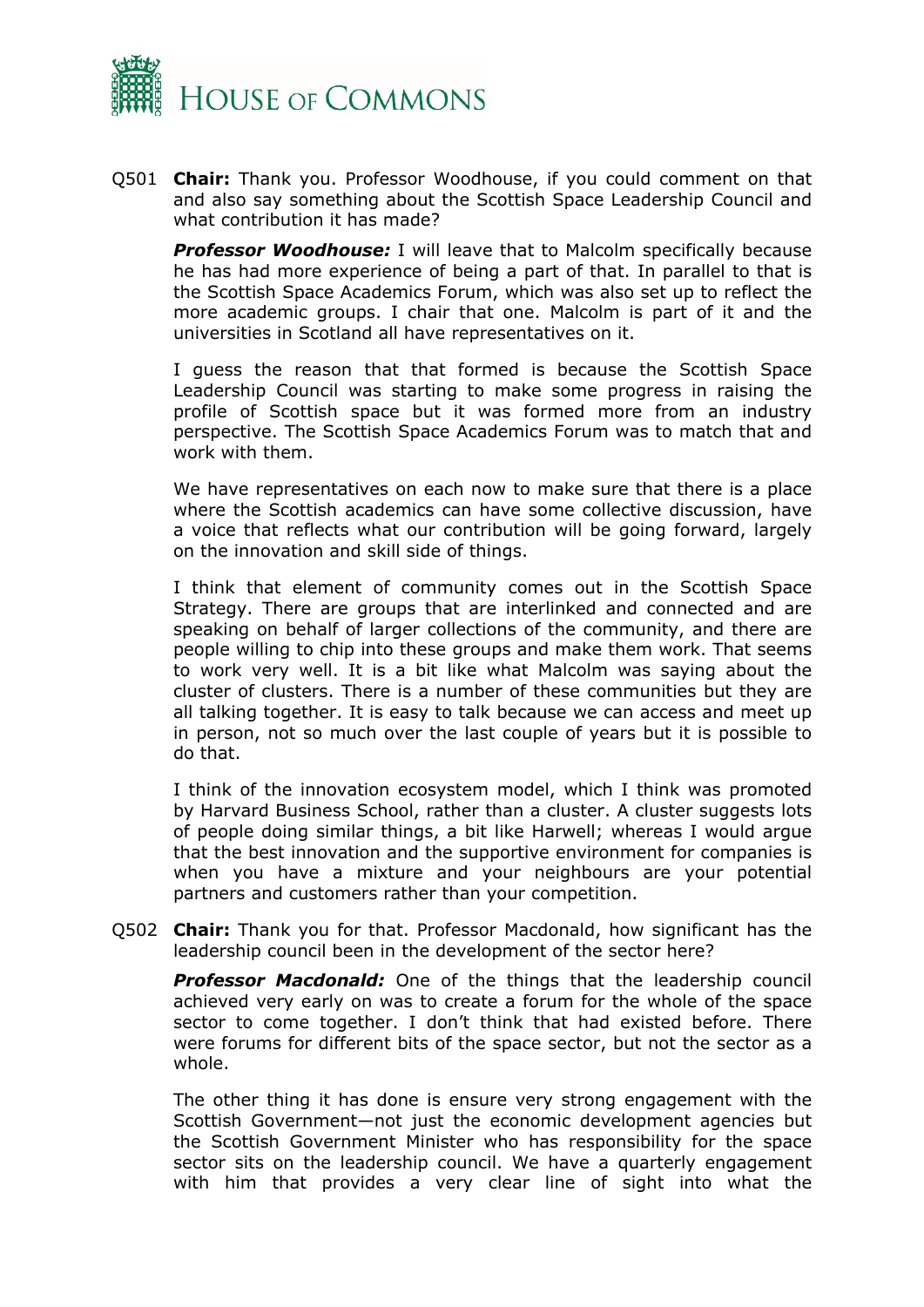Q501 **Chair:** Thank you. Professor Woodhouse, if you could comment on that and also say something about the Scottish Space Leadership Council and what contribution it has made?

***Professor Woodhouse:*** I will leave that to Malcolm specifically because he has had more experience of being a part of that. In parallel to that is the Scottish Space Academics Forum, which was also set up to reflect the more academic groups. I chair that one. Malcolm is part of it and the universities in Scotland all have representatives on it.

I guess the reason that that formed is because the Scottish Space Leadership Council was starting to make some progress in raising the profile of Scottish space but it was formed more from an industry perspective. The Scottish Space Academics Forum was to match that and work with them.

We have representatives on each now to make sure that there is a place where the Scottish academics can have some collective discussion, have a voice that reflects what our contribution will be going forward, largely on the innovation and skill side of things.

I think that element of community comes out in the Scottish Space Strategy. There are groups that are interlinked and connected and are speaking on behalf of larger collections of the community, and there are people willing to chip into these groups and make them work. That seems to work very well. It is a bit like what Malcolm was saying about the cluster of clusters. There is a number of these communities but they are all talking together. It is easy to talk because we can access and meet up in person, not so much over the last couple of years but it is possible to do that.

I think of the innovation ecosystem model, which I think was promoted by Harvard Business School, rather than a cluster. A cluster suggests lots of people doing similar things, a bit like Harwell; whereas I would argue that the best innovation and the supportive environment for companies is when you have a mixture and your neighbours are your potential partners and customers rather than your competition.

Q502 **Chair:** Thank you for that. Professor Macdonald, how significant has the leadership council been in the development of the sector here?

***Professor Macdonald:*** One of the things that the leadership council achieved very early on was to create a forum for the whole of the space sector to come together. I don't think that had existed before. There were forums for different bits of the space sector, but not the sector as a whole.

The other thing it has done is ensure very strong engagement with the Scottish Government—not just the economic development agencies but the Scottish Government Minister who has responsibility for the space sector sits on the leadership council. We have a quarterly engagement with him that provides a very clear line of sight into what the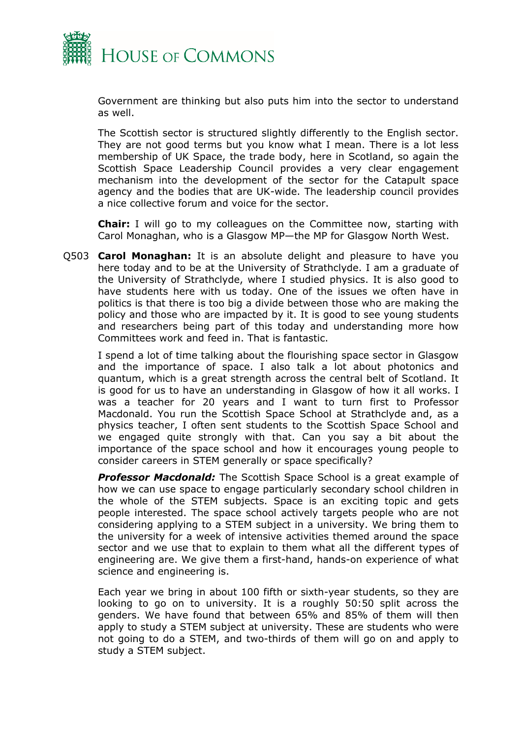Government are thinking but also puts him into the sector to understand as well.

The Scottish sector is structured slightly differently to the English sector. They are not good terms but you know what I mean. There is a lot less membership of UK Space, the trade body, here in Scotland, so again the Scottish Space Leadership Council provides a very clear engagement mechanism into the development of the sector for the Catapult space agency and the bodies that are UK-wide. The leadership council provides a nice collective forum and voice for the sector.

**Chair:** I will go to my colleagues on the Committee now, starting with Carol Monaghan, who is a Glasgow MP—the MP for Glasgow North West.

Q503 **Carol Monaghan:** It is an absolute delight and pleasure to have you here today and to be at the University of Strathclyde. I am a graduate of the University of Strathclyde, where I studied physics. It is also good to have students here with us today. One of the issues we often have in politics is that there is too big a divide between those who are making the policy and those who are impacted by it. It is good to see young students and researchers being part of this today and understanding more how Committees work and feed in. That is fantastic.

I spend a lot of time talking about the flourishing space sector in Glasgow and the importance of space. I also talk a lot about photonics and quantum, which is a great strength across the central belt of Scotland. It is good for us to have an understanding in Glasgow of how it all works. I was a teacher for 20 years and I want to turn first to Professor Macdonald. You run the Scottish Space School at Strathclyde and, as a physics teacher, I often sent students to the Scottish Space School and we engaged quite strongly with that. Can you say a bit about the importance of the space school and how it encourages young people to consider careers in STEM generally or space specifically?

***Professor Macdonald:*** The Scottish Space School is a great example of how we can use space to engage particularly secondary school children in the whole of the STEM subjects. Space is an exciting topic and gets people interested. The space school actively targets people who are not considering applying to a STEM subject in a university. We bring them to the university for a week of intensive activities themed around the space sector and we use that to explain to them what all the different types of engineering are. We give them a first-hand, hands-on experience of what science and engineering is.

Each year we bring in about 100 fifth or sixth-year students, so they are looking to go on to university. It is a roughly 50:50 split across the genders. We have found that between 65% and 85% of them will then apply to study a STEM subject at university. These are students who were not going to do a STEM, and two-thirds of them will go on and apply to study a STEM subject.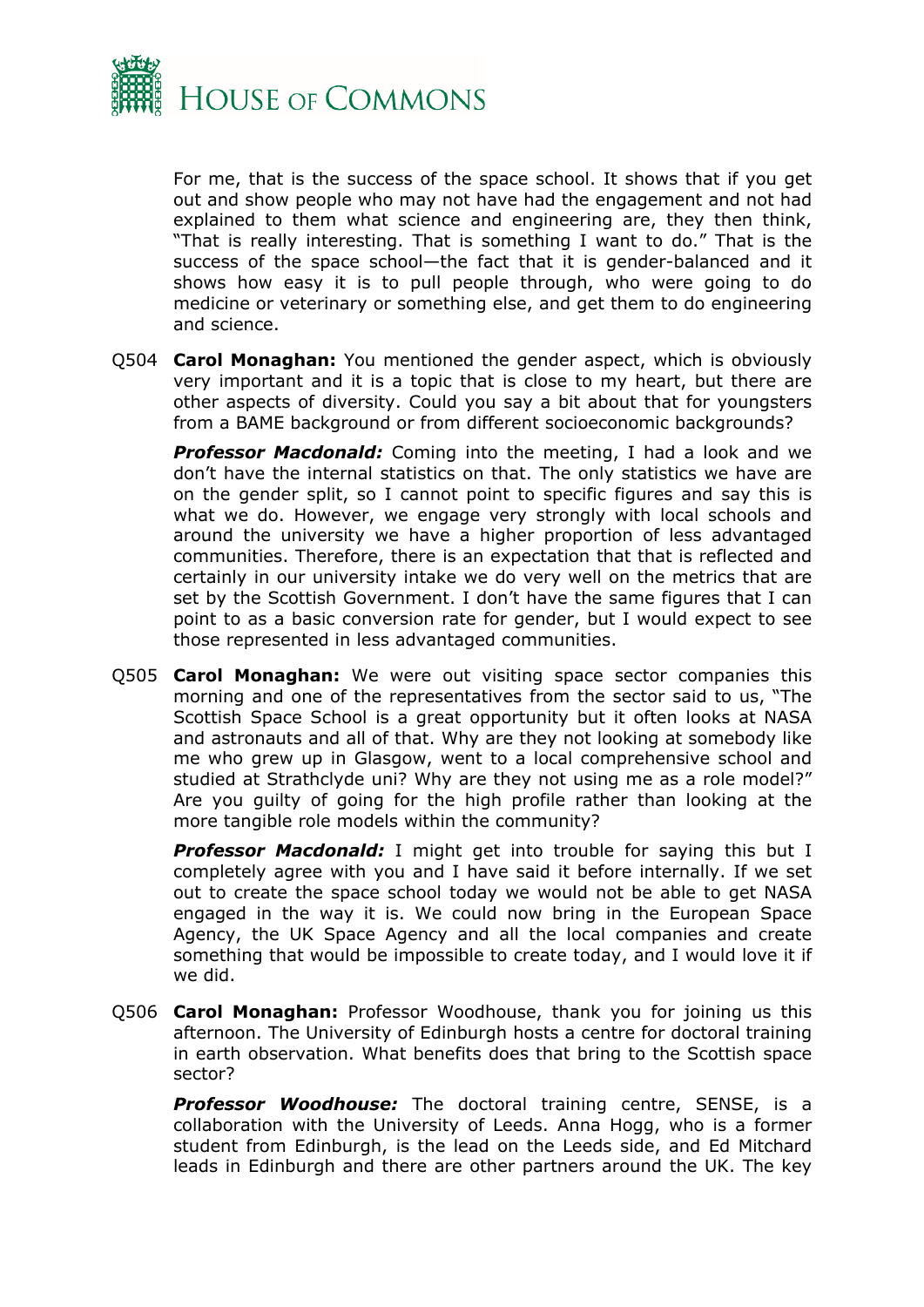For me, that is the success of the space school. It shows that if you get out and show people who may not have had the engagement and not had explained to them what science and engineering are, they then think, "That is really interesting. That is something I want to do." That is the success of the space school—the fact that it is gender-balanced and it shows how easy it is to pull people through, who were going to do medicine or veterinary or something else, and get them to do engineering and science.

Q504 **Carol Monaghan:** You mentioned the gender aspect, which is obviously very important and it is a topic that is close to my heart, but there are other aspects of diversity. Could you say a bit about that for youngsters from a BAME background or from different socioeconomic backgrounds?

***Professor Macdonald:*** Coming into the meeting, I had a look and we don't have the internal statistics on that. The only statistics we have are on the gender split, so I cannot point to specific figures and say this is what we do. However, we engage very strongly with local schools and around the university we have a higher proportion of less advantaged communities. Therefore, there is an expectation that that is reflected and certainly in our university intake we do very well on the metrics that are set by the Scottish Government. I don't have the same figures that I can point to as a basic conversion rate for gender, but I would expect to see those represented in less advantaged communities.

Q505 **Carol Monaghan:** We were out visiting space sector companies this morning and one of the representatives from the sector said to us, "The Scottish Space School is a great opportunity but it often looks at NASA and astronauts and all of that. Why are they not looking at somebody like me who grew up in Glasgow, went to a local comprehensive school and studied at Strathclyde uni? Why are they not using me as a role model?" Are you guilty of going for the high profile rather than looking at the more tangible role models within the community?

***Professor Macdonald:*** I might get into trouble for saying this but I completely agree with you and I have said it before internally. If we set out to create the space school today we would not be able to get NASA engaged in the way it is. We could now bring in the European Space Agency, the UK Space Agency and all the local companies and create something that would be impossible to create today, and I would love it if we did.

Q506 **Carol Monaghan:** Professor Woodhouse, thank you for joining us this afternoon. The University of Edinburgh hosts a centre for doctoral training in earth observation. What benefits does that bring to the Scottish space sector?

***Professor Woodhouse:*** The doctoral training centre, SENSE, is a collaboration with the University of Leeds. Anna Hogg, who is a former student from Edinburgh, is the lead on the Leeds side, and Ed Mitchard leads in Edinburgh and there are other partners around the UK. The key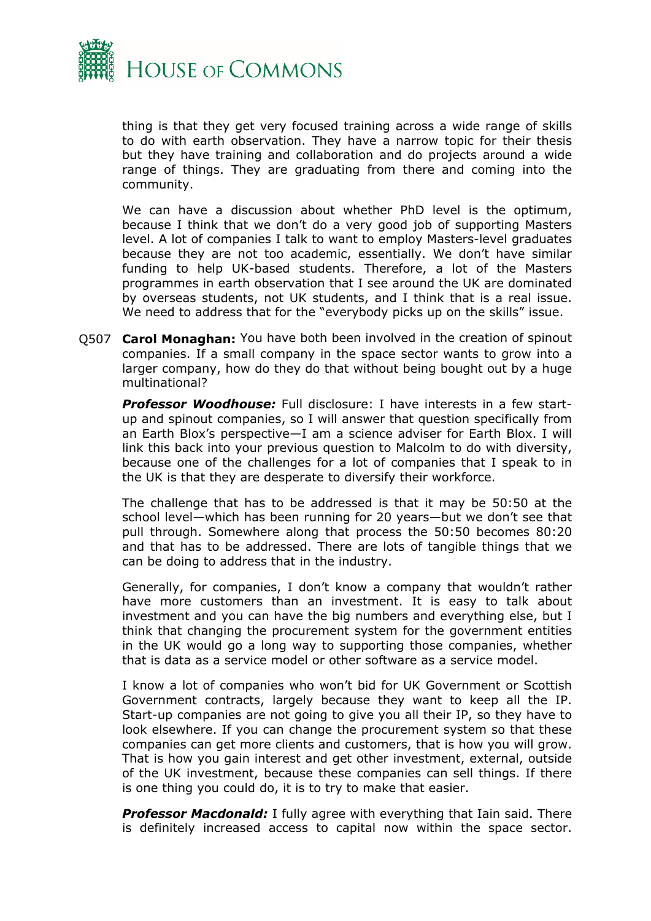thing is that they get very focused training across a wide range of skills to do with earth observation. They have a narrow topic for their thesis but they have training and collaboration and do projects around a wide range of things. They are graduating from there and coming into the community.

We can have a discussion about whether PhD level is the optimum, because I think that we don't do a very good job of supporting Masters level. A lot of companies I talk to want to employ Masters-level graduates because they are not too academic, essentially. We don't have similar funding to help UK-based students. Therefore, a lot of the Masters programmes in earth observation that I see around the UK are dominated by overseas students, not UK students, and I think that is a real issue. We need to address that for the "everybody picks up on the skills" issue.

Q507 **Carol Monaghan:** You have both been involved in the creation of spinout companies. If a small company in the space sector wants to grow into a larger company, how do they do that without being bought out by a huge multinational?

***Professor Woodhouse:*** Full disclosure: I have interests in a few start-up and spinout companies, so I will answer that question specifically from an Earth Blox's perspective—I am a science adviser for Earth Blox. I will link this back into your previous question to Malcolm to do with diversity, because one of the challenges for a lot of companies that I speak to in the UK is that they are desperate to diversify their workforce.

The challenge that has to be addressed is that it may be 50:50 at the school level—which has been running for 20 years—but we don't see that pull through. Somewhere along that process the 50:50 becomes 80:20 and that has to be addressed. There are lots of tangible things that we can be doing to address that in the industry.

Generally, for companies, I don't know a company that wouldn't rather have more customers than an investment. It is easy to talk about investment and you can have the big numbers and everything else, but I think that changing the procurement system for the government entities in the UK would go a long way to supporting those companies, whether that is data as a service model or other software as a service model.

I know a lot of companies who won't bid for UK Government or Scottish Government contracts, largely because they want to keep all the IP. Start-up companies are not going to give you all their IP, so they have to look elsewhere. If you can change the procurement system so that these companies can get more clients and customers, that is how you will grow. That is how you gain interest and get other investment, external, outside of the UK investment, because these companies can sell things. If there is one thing you could do, it is to try to make that easier.

***Professor Macdonald:*** I fully agree with everything that Iain said. There is definitely increased access to capital now within the space sector.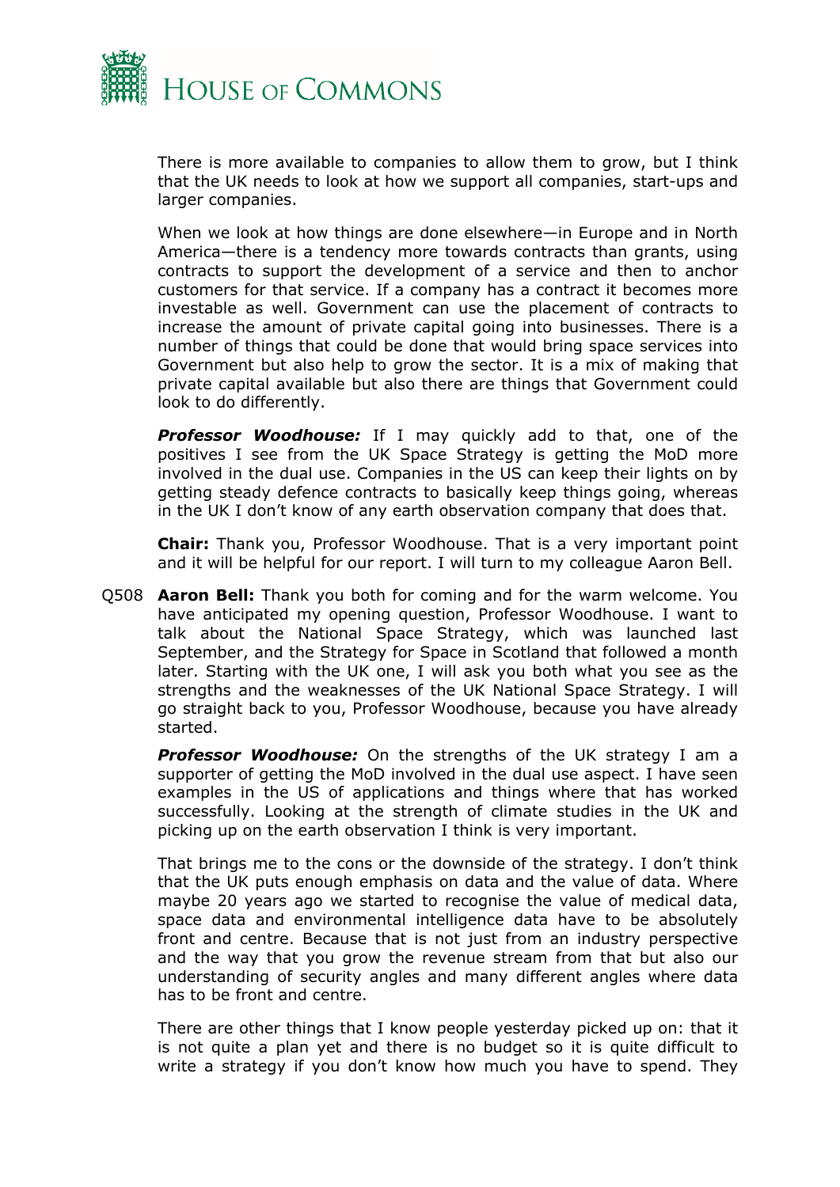There is more available to companies to allow them to grow, but I think that the UK needs to look at how we support all companies, start-ups and larger companies.

When we look at how things are done elsewhere—in Europe and in North America—there is a tendency more towards contracts than grants, using contracts to support the development of a service and then to anchor customers for that service. If a company has a contract it becomes more investable as well. Government can use the placement of contracts to increase the amount of private capital going into businesses. There is a number of things that could be done that would bring space services into Government but also help to grow the sector. It is a mix of making that private capital available but also there are things that Government could look to do differently.

***Professor Woodhouse:*** If I may quickly add to that, one of the positives I see from the UK Space Strategy is getting the MoD more involved in the dual use. Companies in the US can keep their lights on by getting steady defence contracts to basically keep things going, whereas in the UK I don't know of any earth observation company that does that.

**Chair:** Thank you, Professor Woodhouse. That is a very important point and it will be helpful for our report. I will turn to my colleague Aaron Bell.

Q508 **Aaron Bell:** Thank you both for coming and for the warm welcome. You have anticipated my opening question, Professor Woodhouse. I want to talk about the National Space Strategy, which was launched last September, and the Strategy for Space in Scotland that followed a month later. Starting with the UK one, I will ask you both what you see as the strengths and the weaknesses of the UK National Space Strategy. I will go straight back to you, Professor Woodhouse, because you have already started.

***Professor Woodhouse:*** On the strengths of the UK strategy I am a supporter of getting the MoD involved in the dual use aspect. I have seen examples in the US of applications and things where that has worked successfully. Looking at the strength of climate studies in the UK and picking up on the earth observation I think is very important.

That brings me to the cons or the downside of the strategy. I don't think that the UK puts enough emphasis on data and the value of data. Where maybe 20 years ago we started to recognise the value of medical data, space data and environmental intelligence data have to be absolutely front and centre. Because that is not just from an industry perspective and the way that you grow the revenue stream from that but also our understanding of security angles and many different angles where data has to be front and centre.

There are other things that I know people yesterday picked up on: that it is not quite a plan yet and there is no budget so it is quite difficult to write a strategy if you don't know how much you have to spend. They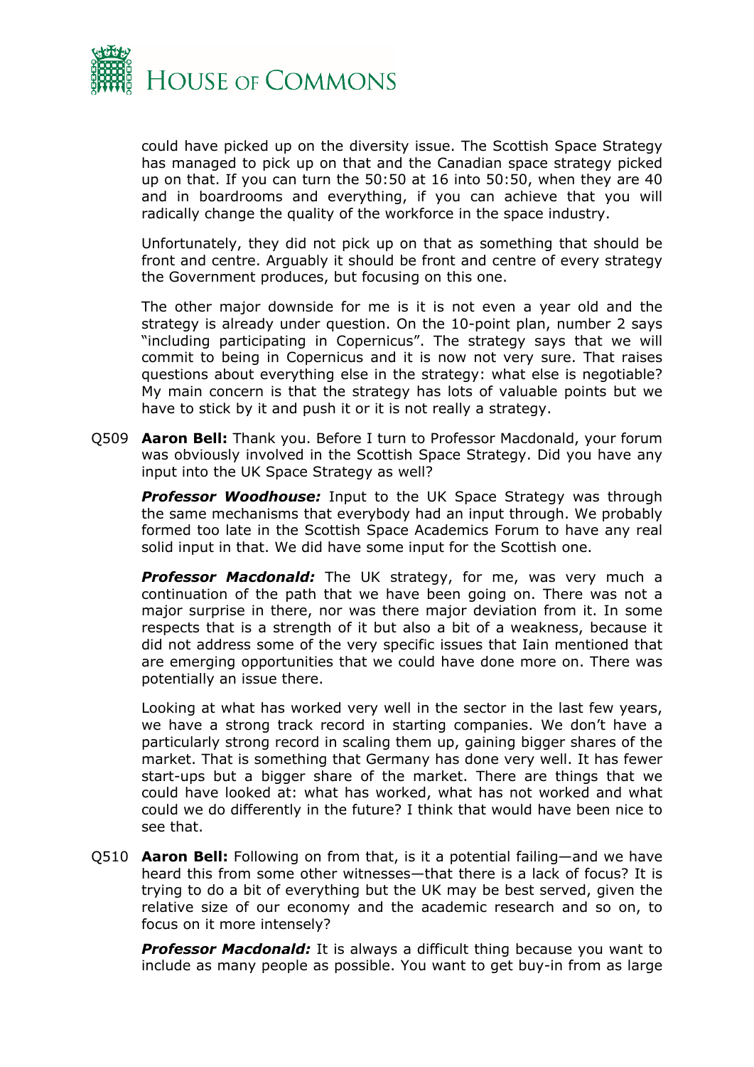could have picked up on the diversity issue. The Scottish Space Strategy has managed to pick up on that and the Canadian space strategy picked up on that. If you can turn the 50:50 at 16 into 50:50, when they are 40 and in boardrooms and everything, if you can achieve that you will radically change the quality of the workforce in the space industry.

Unfortunately, they did not pick up on that as something that should be front and centre. Arguably it should be front and centre of every strategy the Government produces, but focusing on this one.

The other major downside for me is it is not even a year old and the strategy is already under question. On the 10-point plan, number 2 says "including participating in Copernicus". The strategy says that we will commit to being in Copernicus and it is now not very sure. That raises questions about everything else in the strategy: what else is negotiable? My main concern is that the strategy has lots of valuable points but we have to stick by it and push it or it is not really a strategy.

Q509 **Aaron Bell:** Thank you. Before I turn to Professor Macdonald, your forum was obviously involved in the Scottish Space Strategy. Did you have any input into the UK Space Strategy as well?

***Professor Woodhouse:*** Input to the UK Space Strategy was through the same mechanisms that everybody had an input through. We probably formed too late in the Scottish Space Academics Forum to have any real solid input in that. We did have some input for the Scottish one.

***Professor Macdonald:*** The UK strategy, for me, was very much a continuation of the path that we have been going on. There was not a major surprise in there, nor was there major deviation from it. In some respects that is a strength of it but also a bit of a weakness, because it did not address some of the very specific issues that Iain mentioned that are emerging opportunities that we could have done more on. There was potentially an issue there.

Looking at what has worked very well in the sector in the last few years, we have a strong track record in starting companies. We don't have a particularly strong record in scaling them up, gaining bigger shares of the market. That is something that Germany has done very well. It has fewer start-ups but a bigger share of the market. There are things that we could have looked at: what has worked, what has not worked and what could we do differently in the future? I think that would have been nice to see that.

Q510 **Aaron Bell:** Following on from that, is it a potential failing—and we have heard this from some other witnesses—that there is a lack of focus? It is trying to do a bit of everything but the UK may be best served, given the relative size of our economy and the academic research and so on, to focus on it more intensely?

***Professor Macdonald:*** It is always a difficult thing because you want to include as many people as possible. You want to get buy-in from as large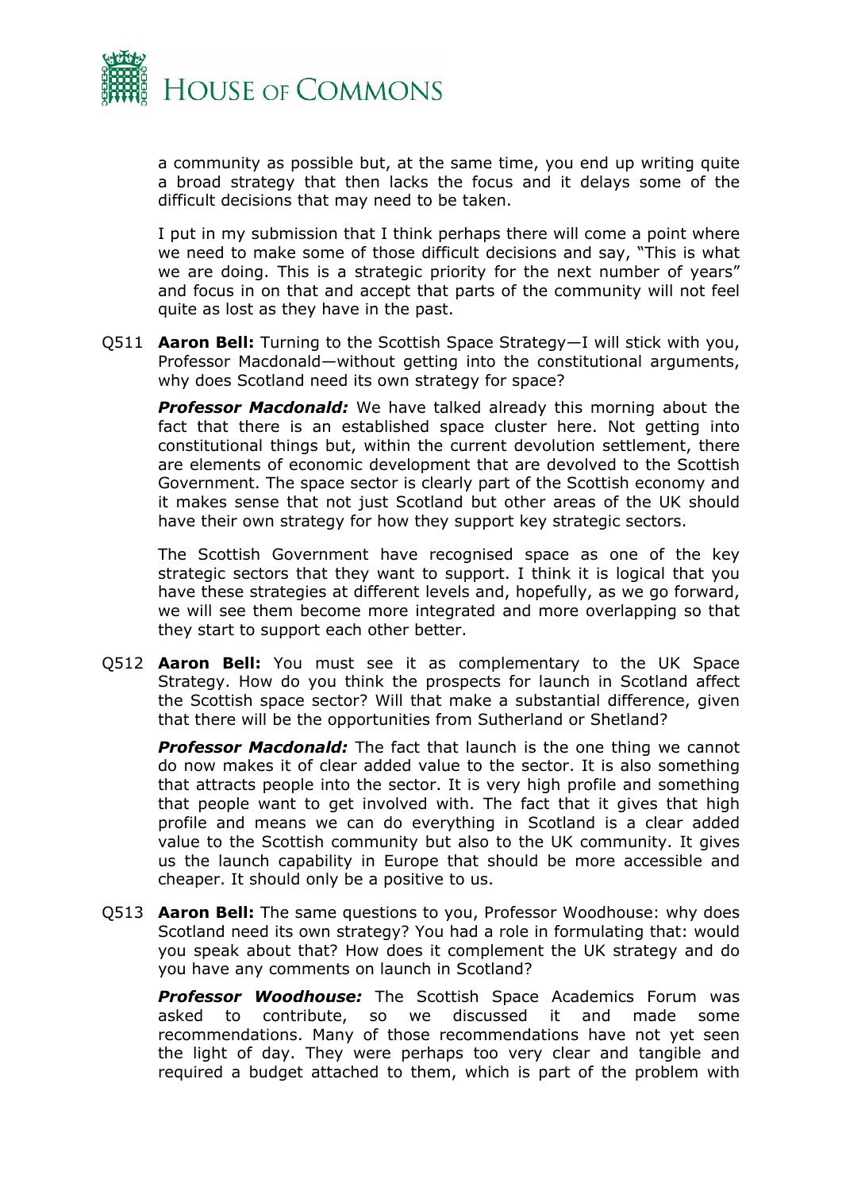a community as possible but, at the same time, you end up writing quite a broad strategy that then lacks the focus and it delays some of the difficult decisions that may need to be taken.

I put in my submission that I think perhaps there will come a point where we need to make some of those difficult decisions and say, "This is what we are doing. This is a strategic priority for the next number of years" and focus in on that and accept that parts of the community will not feel quite as lost as they have in the past.

Q511 **Aaron Bell:** Turning to the Scottish Space Strategy—I will stick with you, Professor Macdonald—without getting into the constitutional arguments, why does Scotland need its own strategy for space?

***Professor Macdonald:*** We have talked already this morning about the fact that there is an established space cluster here. Not getting into constitutional things but, within the current devolution settlement, there are elements of economic development that are devolved to the Scottish Government. The space sector is clearly part of the Scottish economy and it makes sense that not just Scotland but other areas of the UK should have their own strategy for how they support key strategic sectors.

The Scottish Government have recognised space as one of the key strategic sectors that they want to support. I think it is logical that you have these strategies at different levels and, hopefully, as we go forward, we will see them become more integrated and more overlapping so that they start to support each other better.

Q512 **Aaron Bell:** You must see it as complementary to the UK Space Strategy. How do you think the prospects for launch in Scotland affect the Scottish space sector? Will that make a substantial difference, given that there will be the opportunities from Sutherland or Shetland?

***Professor Macdonald:*** The fact that launch is the one thing we cannot do now makes it of clear added value to the sector. It is also something that attracts people into the sector. It is very high profile and something that people want to get involved with. The fact that it gives that high profile and means we can do everything in Scotland is a clear added value to the Scottish community but also to the UK community. It gives us the launch capability in Europe that should be more accessible and cheaper. It should only be a positive to us.

Q513 **Aaron Bell:** The same questions to you, Professor Woodhouse: why does Scotland need its own strategy? You had a role in formulating that: would you speak about that? How does it complement the UK strategy and do you have any comments on launch in Scotland?

***Professor Woodhouse:*** The Scottish Space Academics Forum was asked to contribute, so we discussed it and made some recommendations. Many of those recommendations have not yet seen the light of day. They were perhaps too very clear and tangible and required a budget attached to them, which is part of the problem with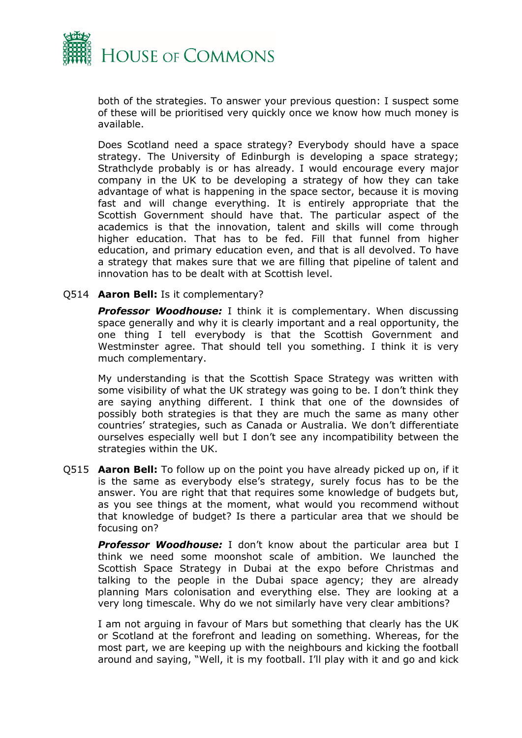both of the strategies. To answer your previous question: I suspect some of these will be prioritised very quickly once we know how much money is available.

Does Scotland need a space strategy? Everybody should have a space strategy. The University of Edinburgh is developing a space strategy; Strathclyde probably is or has already. I would encourage every major company in the UK to be developing a strategy of how they can take advantage of what is happening in the space sector, because it is moving fast and will change everything. It is entirely appropriate that the Scottish Government should have that. The particular aspect of the academics is that the innovation, talent and skills will come through higher education. That has to be fed. Fill that funnel from higher education, and primary education even, and that is all devolved. To have a strategy that makes sure that we are filling that pipeline of talent and innovation has to be dealt with at Scottish level.

Q514 **Aaron Bell:** Is it complementary?

***Professor Woodhouse:*** I think it is complementary. When discussing space generally and why it is clearly important and a real opportunity, the one thing I tell everybody is that the Scottish Government and Westminster agree. That should tell you something. I think it is very much complementary.

My understanding is that the Scottish Space Strategy was written with some visibility of what the UK strategy was going to be. I don't think they are saying anything different. I think that one of the downsides of possibly both strategies is that they are much the same as many other countries' strategies, such as Canada or Australia. We don't differentiate ourselves especially well but I don't see any incompatibility between the strategies within the UK.

Q515 **Aaron Bell:** To follow up on the point you have already picked up on, if it is the same as everybody else's strategy, surely focus has to be the answer. You are right that that requires some knowledge of budgets but, as you see things at the moment, what would you recommend without that knowledge of budget? Is there a particular area that we should be focusing on?

***Professor Woodhouse:*** I don't know about the particular area but I think we need some moonshot scale of ambition. We launched the Scottish Space Strategy in Dubai at the expo before Christmas and talking to the people in the Dubai space agency; they are already planning Mars colonisation and everything else. They are looking at a very long timescale. Why do we not similarly have very clear ambitions?

I am not arguing in favour of Mars but something that clearly has the UK or Scotland at the forefront and leading on something. Whereas, for the most part, we are keeping up with the neighbours and kicking the football around and saying, "Well, it is my football. I'll play with it and go and kick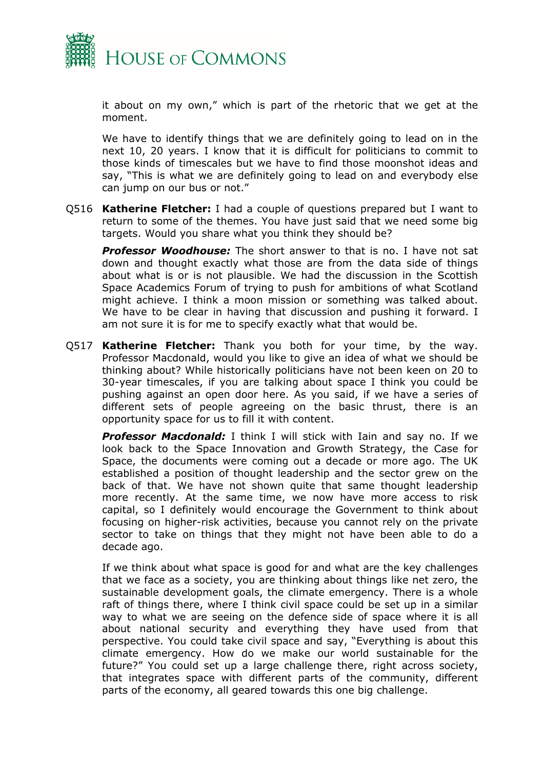it about on my own," which is part of the rhetoric that we get at the moment.

We have to identify things that we are definitely going to lead on in the next 10, 20 years. I know that it is difficult for politicians to commit to those kinds of timescales but we have to find those moonshot ideas and say, "This is what we are definitely going to lead on and everybody else can jump on our bus or not."

Q516 **Katherine Fletcher:** I had a couple of questions prepared but I want to return to some of the themes. You have just said that we need some big targets. Would you share what you think they should be?

***Professor Woodhouse:*** The short answer to that is no. I have not sat down and thought exactly what those are from the data side of things about what is or is not plausible. We had the discussion in the Scottish Space Academics Forum of trying to push for ambitions of what Scotland might achieve. I think a moon mission or something was talked about. We have to be clear in having that discussion and pushing it forward. I am not sure it is for me to specify exactly what that would be.

Q517 **Katherine Fletcher:** Thank you both for your time, by the way. Professor Macdonald, would you like to give an idea of what we should be thinking about? While historically politicians have not been keen on 20 to 30-year timescales, if you are talking about space I think you could be pushing against an open door here. As you said, if we have a series of different sets of people agreeing on the basic thrust, there is an opportunity space for us to fill it with content.

***Professor Macdonald:*** I think I will stick with Iain and say no. If we look back to the Space Innovation and Growth Strategy, the Case for Space, the documents were coming out a decade or more ago. The UK established a position of thought leadership and the sector grew on the back of that. We have not shown quite that same thought leadership more recently. At the same time, we now have more access to risk capital, so I definitely would encourage the Government to think about focusing on higher-risk activities, because you cannot rely on the private sector to take on things that they might not have been able to do a decade ago.

If we think about what space is good for and what are the key challenges that we face as a society, you are thinking about things like net zero, the sustainable development goals, the climate emergency. There is a whole raft of things there, where I think civil space could be set up in a similar way to what we are seeing on the defence side of space where it is all about national security and everything they have used from that perspective. You could take civil space and say, "Everything is about this climate emergency. How do we make our world sustainable for the future?" You could set up a large challenge there, right across society, that integrates space with different parts of the community, different parts of the economy, all geared towards this one big challenge.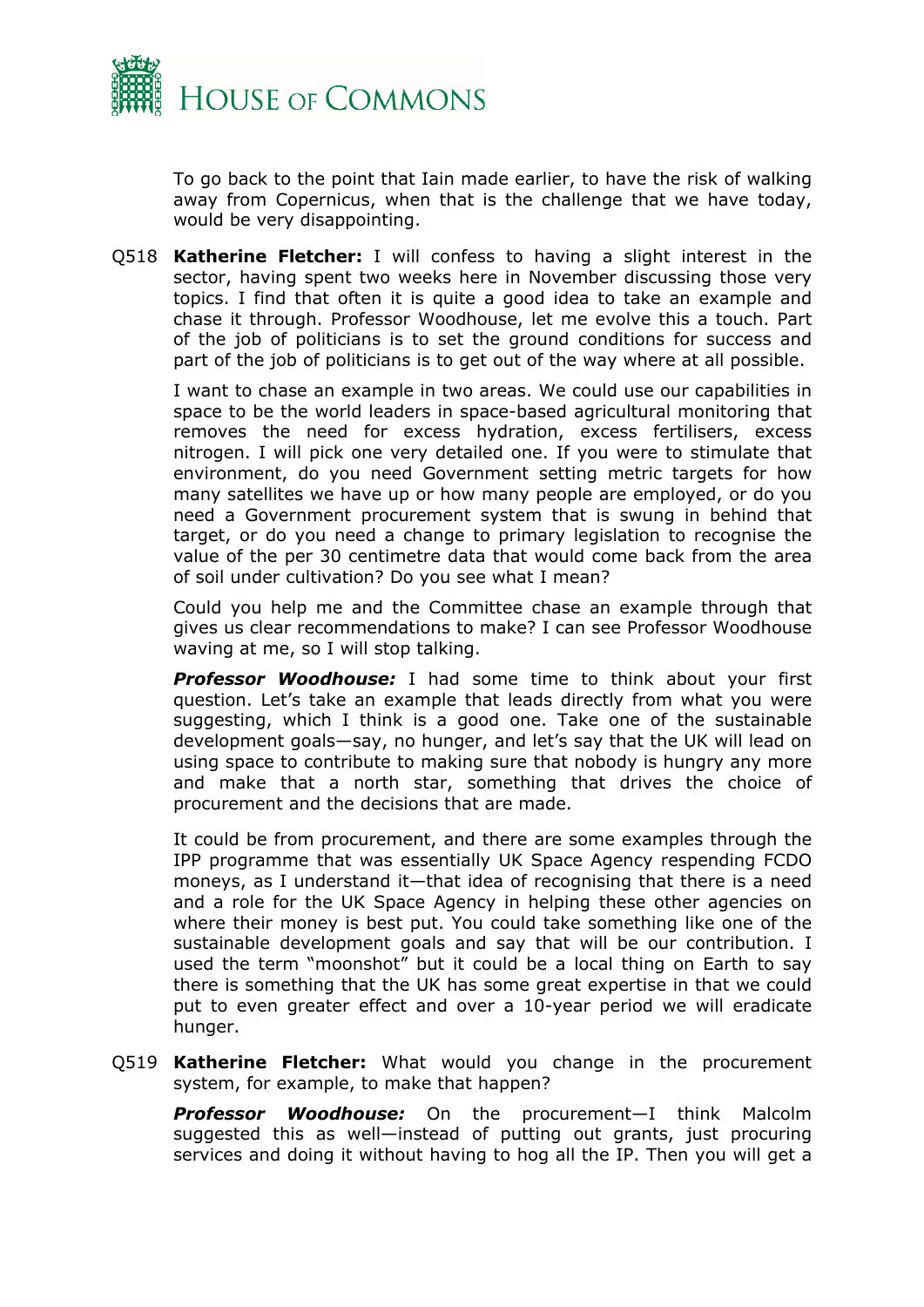To go back to the point that Iain made earlier, to have the risk of walking away from Copernicus, when that is the challenge that we have today, would be very disappointing.

Q518 **Katherine Fletcher:** I will confess to having a slight interest in the sector, having spent two weeks here in November discussing those very topics. I find that often it is quite a good idea to take an example and chase it through. Professor Woodhouse, let me evolve this a touch. Part of the job of politicians is to set the ground conditions for success and part of the job of politicians is to get out of the way where at all possible.

I want to chase an example in two areas. We could use our capabilities in space to be the world leaders in space-based agricultural monitoring that removes the need for excess hydration, excess fertilisers, excess nitrogen. I will pick one very detailed one. If you were to stimulate that environment, do you need Government setting metric targets for how many satellites we have up or how many people are employed, or do you need a Government procurement system that is swung in behind that target, or do you need a change to primary legislation to recognise the value of the per 30 centimetre data that would come back from the area of soil under cultivation? Do you see what I mean?

Could you help me and the Committee chase an example through that gives us clear recommendations to make? I can see Professor Woodhouse waving at me, so I will stop talking.

***Professor Woodhouse:*** I had some time to think about your first question. Let's take an example that leads directly from what you were suggesting, which I think is a good one. Take one of the sustainable development goals—say, no hunger, and let's say that the UK will lead on using space to contribute to making sure that nobody is hungry any more and make that a north star, something that drives the choice of procurement and the decisions that are made.

It could be from procurement, and there are some examples through the IPP programme that was essentially UK Space Agency respending FCDO moneys, as I understand it—that idea of recognising that there is a need and a role for the UK Space Agency in helping these other agencies on where their money is best put. You could take something like one of the sustainable development goals and say that will be our contribution. I used the term "moonshot" but it could be a local thing on Earth to say there is something that the UK has some great expertise in that we could put to even greater effect and over a 10-year period we will eradicate hunger.

Q519 **Katherine Fletcher:** What would you change in the procurement system, for example, to make that happen?

***Professor Woodhouse:*** On the procurement—I think Malcolm suggested this as well—instead of putting out grants, just procuring services and doing it without having to hog all the IP. Then you will get a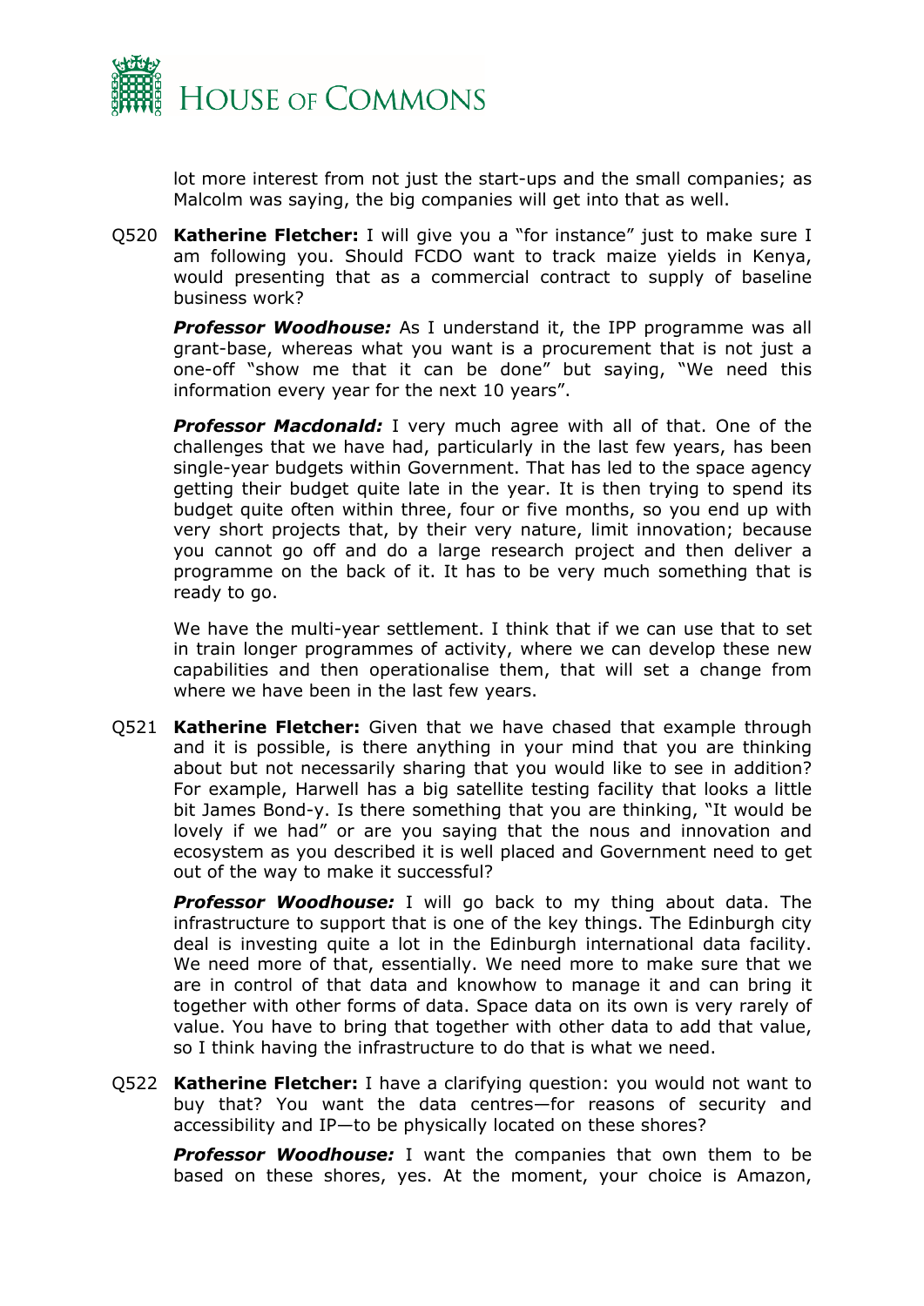lot more interest from not just the start-ups and the small companies; as Malcolm was saying, the big companies will get into that as well.

Q520 **Katherine Fletcher:** I will give you a "for instance" just to make sure I am following you. Should FCDO want to track maize yields in Kenya, would presenting that as a commercial contract to supply of baseline business work?

***Professor Woodhouse:*** As I understand it, the IPP programme was all grant-base, whereas what you want is a procurement that is not just a one-off "show me that it can be done" but saying, "We need this information every year for the next 10 years".

***Professor Macdonald:*** I very much agree with all of that. One of the challenges that we have had, particularly in the last few years, has been single-year budgets within Government. That has led to the space agency getting their budget quite late in the year. It is then trying to spend its budget quite often within three, four or five months, so you end up with very short projects that, by their very nature, limit innovation; because you cannot go off and do a large research project and then deliver a programme on the back of it. It has to be very much something that is ready to go.

We have the multi-year settlement. I think that if we can use that to set in train longer programmes of activity, where we can develop these new capabilities and then operationalise them, that will set a change from where we have been in the last few years.

Q521 **Katherine Fletcher:** Given that we have chased that example through and it is possible, is there anything in your mind that you are thinking about but not necessarily sharing that you would like to see in addition? For example, Harwell has a big satellite testing facility that looks a little bit James Bond-y. Is there something that you are thinking, "It would be lovely if we had" or are you saying that the nous and innovation and ecosystem as you described it is well placed and Government need to get out of the way to make it successful?

***Professor Woodhouse:*** I will go back to my thing about data. The infrastructure to support that is one of the key things. The Edinburgh city deal is investing quite a lot in the Edinburgh international data facility. We need more of that, essentially. We need more to make sure that we are in control of that data and knowhow to manage it and can bring it together with other forms of data. Space data on its own is very rarely of value. You have to bring that together with other data to add that value, so I think having the infrastructure to do that is what we need.

Q522 **Katherine Fletcher:** I have a clarifying question: you would not want to buy that? You want the data centres—for reasons of security and accessibility and IP—to be physically located on these shores?

***Professor Woodhouse:*** I want the companies that own them to be based on these shores, yes. At the moment, your choice is Amazon,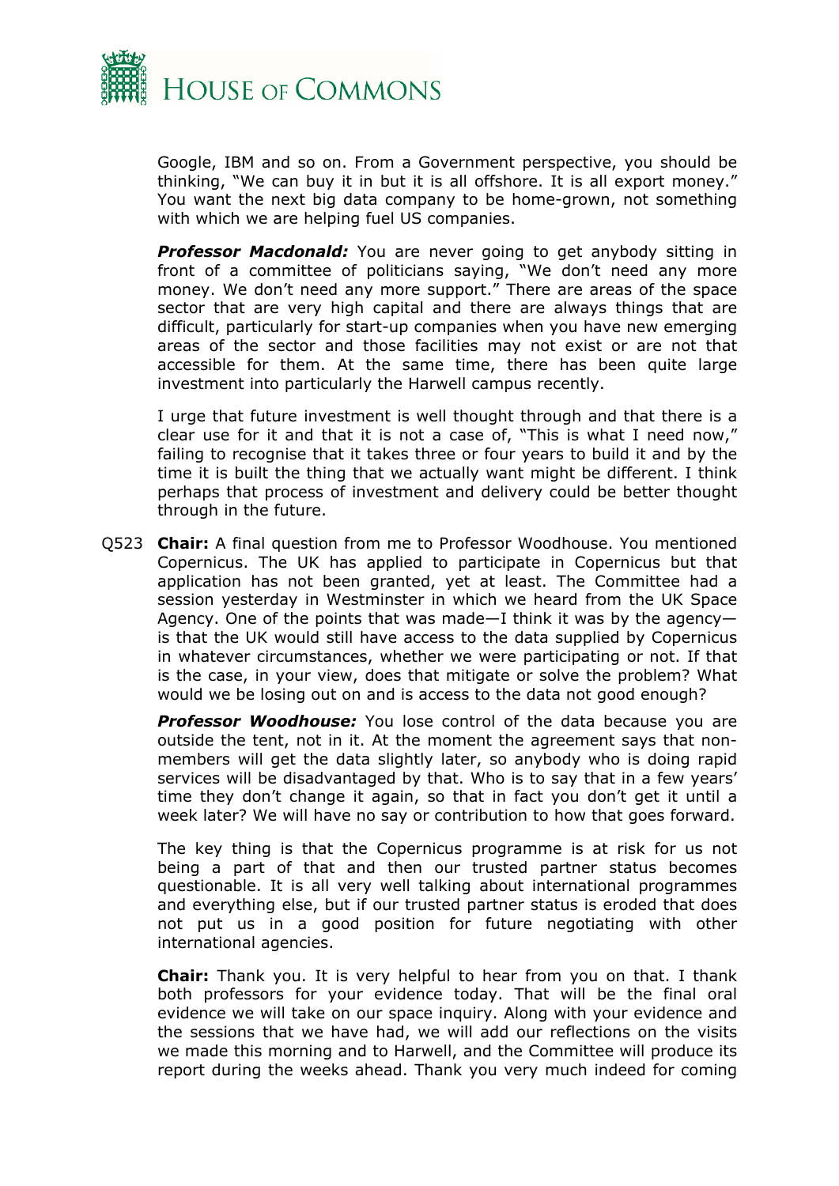Google, IBM and so on. From a Government perspective, you should be thinking, "We can buy it in but it is all offshore. It is all export money." You want the next big data company to be home-grown, not something with which we are helping fuel US companies.

***Professor Macdonald:*** You are never going to get anybody sitting in front of a committee of politicians saying, "We don't need any more money. We don't need any more support." There are areas of the space sector that are very high capital and there are always things that are difficult, particularly for start-up companies when you have new emerging areas of the sector and those facilities may not exist or are not that accessible for them. At the same time, there has been quite large investment into particularly the Harwell campus recently.

I urge that future investment is well thought through and that there is a clear use for it and that it is not a case of, "This is what I need now," failing to recognise that it takes three or four years to build it and by the time it is built the thing that we actually want might be different. I think perhaps that process of investment and delivery could be better thought through in the future.

Q523 **Chair:** A final question from me to Professor Woodhouse. You mentioned Copernicus. The UK has applied to participate in Copernicus but that application has not been granted, yet at least. The Committee had a session yesterday in Westminster in which we heard from the UK Space Agency. One of the points that was made—I think it was by the agency—is that the UK would still have access to the data supplied by Copernicus in whatever circumstances, whether we were participating or not. If that is the case, in your view, does that mitigate or solve the problem? What would we be losing out on and is access to the data not good enough?

***Professor Woodhouse:*** You lose control of the data because you are outside the tent, not in it. At the moment the agreement says that non-members will get the data slightly later, so anybody who is doing rapid services will be disadvantaged by that. Who is to say that in a few years' time they don't change it again, so that in fact you don't get it until a week later? We will have no say or contribution to how that goes forward.

The key thing is that the Copernicus programme is at risk for us not being a part of that and then our trusted partner status becomes questionable. It is all very well talking about international programmes and everything else, but if our trusted partner status is eroded that does not put us in a good position for future negotiating with other international agencies.

**Chair:** Thank you. It is very helpful to hear from you on that. I thank both professors for your evidence today. That will be the final oral evidence we will take on our space inquiry. Along with your evidence and the sessions that we have had, we will add our reflections on the visits we made this morning and to Harwell, and the Committee will produce its report during the weeks ahead. Thank you very much indeed for coming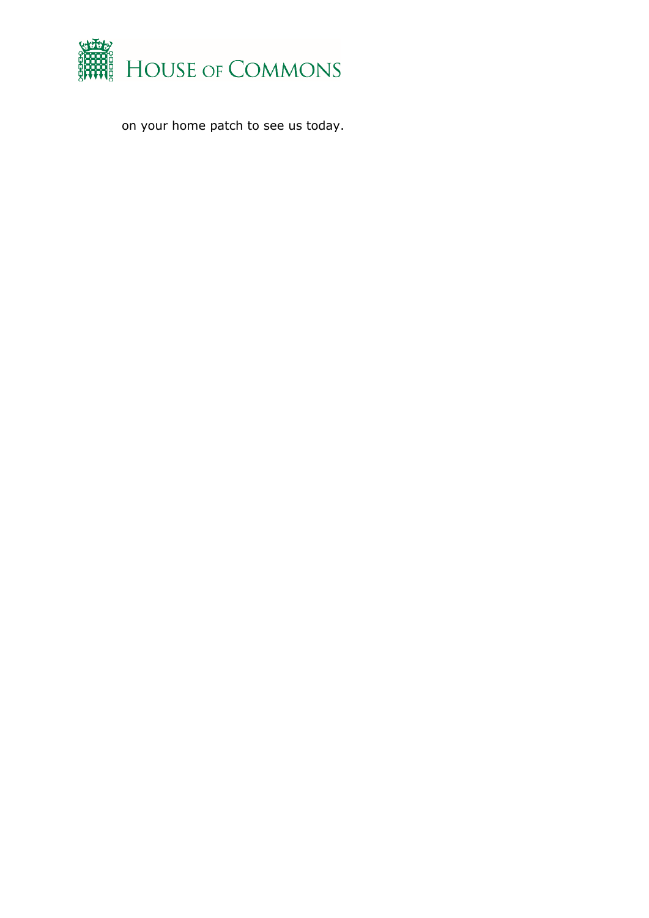on your home patch to see us today.